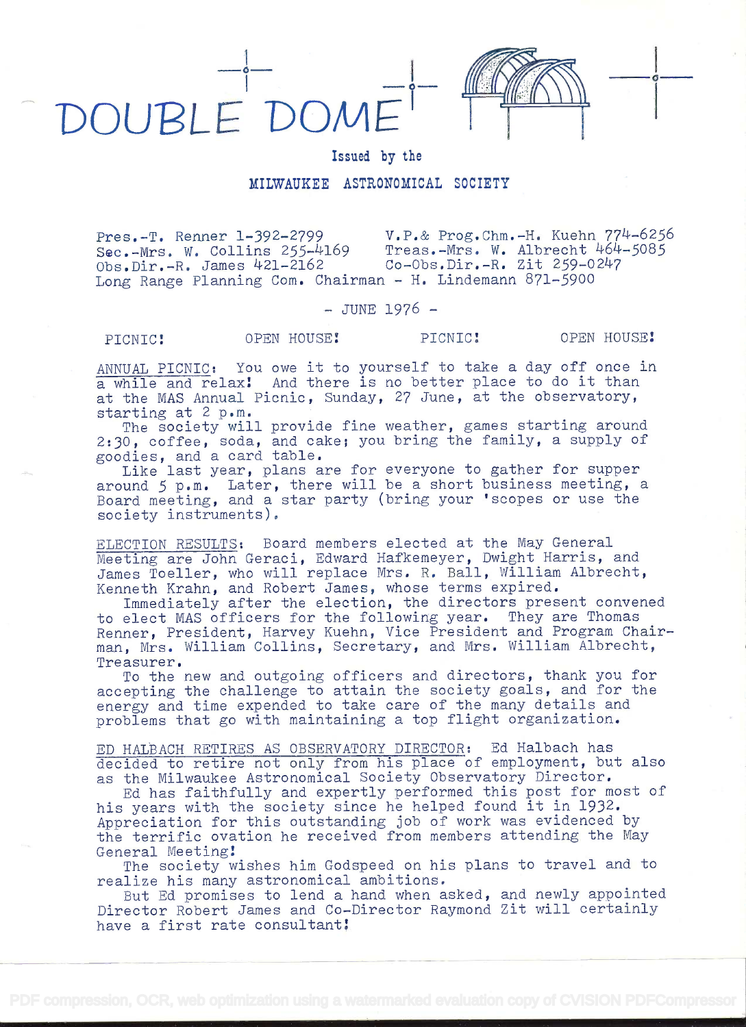# DOUBLE DOME

Issued by the

MILWAUKEE ASTRONOMICAL SOCIETY

Pres.-T. Renner 1-392-2799 V.P.& Prog.Chm.-H. Kuehn 774-6256
Sec.-Mrs. W. Collins 255-4169 Treas.-Mrs. W. Albrecht 464-5085
Obs.Dir.-R. James 421-2162 Co-Obs.Dir.-R. Zit 259-0247
Long Range Planning Com. Chairman - H. Lindemann 871-5900

\- JUNE 1976 -

PICNIC! OPEN HOUSE! PICNIC! OPEN HOUSE!

ANNUAL PICNIC: You owe it to yourself to take a day off once in a while and relax! And there is no better place to do it than at the MAS Annual Picnic, Sunday, 27 June, at the observatory, starting at 2 p.m.

The society will provide fine weather, games starting around 2:30, coffee, soda, and cake; you bring the family, a supply of goodies, and a card table.

Like last year, plans are for everyone to gather for supper around 5 p.m. Later, there will be a short business meeting, a Board meeting, and a star party (bring your 'scopes or use the society instruments).

ELECTION RESULTS: Board members elected at the May General Meeting are John Geraci, Edward Hafkemeyer, Dwight Harris, and James Toeller, who will replace Mrs. R. Ball, William Albrecht, Kenneth Krahn, and Robert James, whose terms expired.

Immediately after the election, the directors present convened to elect MAS officers for the following year. They are Thomas Renner, President, Harvey Kuehn, Vice President and Program Chairman, Mrs. William Collins, Secretary, and Mrs. William Albrecht, Treasurer.

To the new and outgoing officers and directors, thank you for accepting the challenge to attain the society goals, and for the energy and time expended to take care of the many details and problems that go with maintaining a top flight organization.

ED HALBACH RETIRES AS OBSERVATORY DIRECTOR: Ed Halbach has decided to retire not only from his place of employment, but also as the Milwaukee Astronomical Society Observatory Director.

Ed has faithfully and expertly performed this post for most of his years with the society since he helped found it in 1932. Appreciation for this outstanding job of work was evidenced by the terrific ovation he received from members attending the May General Meeting!

The society wishes him Godspeed on his plans to travel and to realize his many astronomical ambitions.

But Ed promises to lend a hand when asked, and newly appointed Director Robert James and Co-Director Raymond Zit will certainly have a first rate consultant!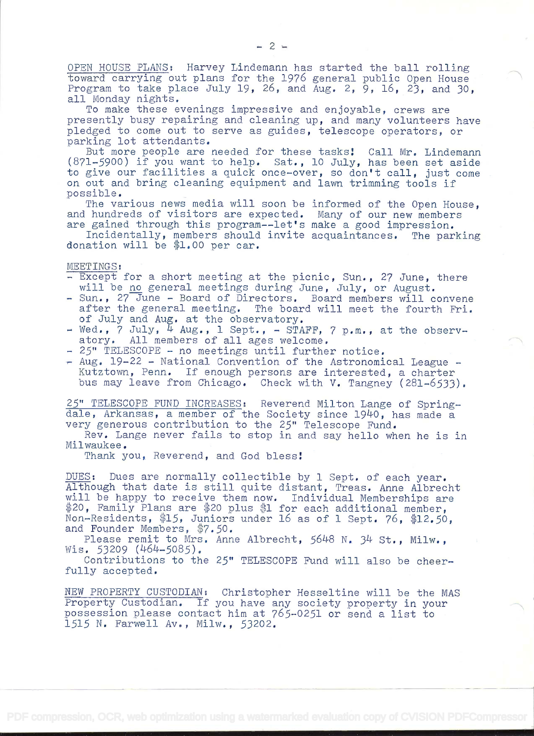OPEN HOUSE PLANS: Harvey Lindemann has started the ball rolling toward carrying out plans for the 1976 general public Open House Program to take place July 19, 26, and Aug. 2, 9, 16, 23, and 30, all Monday nights.

To make these evenings impressive and enjoyable, crews are presently busy repairing and cleaning up, and many volunteers have pledged to come out to serve as guides, telescope operators, or parking lot attendants.

But more people are needed for these tasks! Call Mr. Lindemann (871-5900) if you want to help. Sat., 10 July, has been set aside to give our facilities a quick once-over, so don't call, just come on out and bring cleaning equipment and lawn trimming tools if possible.

The various news media will soon be informed of the Open House, and hundreds of visitors are expected. Many of our new members are gained through this program--let's make a good impression.

Incidentally, members should invite acquaintances. The parking donation will be $1.00 per car.

MEETINGS:

- Except for a short meeting at the picnic, Sun., 27 June, there will be no general meetings during June, July, or August.
- Sun., 27 June - Board of Directors. Board members will convene after the general meeting. The board will meet the fourth Fri. of July and Aug. at the observatory.
- Wed., 7 July, 4 Aug., 1 Sept., - STAFF, 7 p.m., at the observatory. All members of all ages welcome.
- 25" TELESCOPE - no meetings until further notice.
- Aug. 19-22 - National Convention of the Astronomical League - Kutztown, Penn. If enough persons are interested, a charter bus may leave from Chicago. Check with V. Tangney (281-6533).

25" TELESCOPE FUND INCREASES: Reverend Milton Lange of Springdale, Arkansas, a member of the Society since 1940, has made a very generous contribution to the 25" Telescope Fund.

Rev. Lange never fails to stop in and say hello when he is in Milwaukee.

Thank you, Reverend, and God bless!

DUES: Dues are normally collectible by 1 Sept. of each year. Although that date is still quite distant, Treas. Anne Albrecht will be happy to receive them now. Individual Memberships are $20, Family Plans are $20 plus $1 for each additional member, Non-Residents, $15, Juniors under 16 as of 1 Sept. 76, $12.50, and Founder Members, $7.50.

Please remit to Mrs. Anne Albrecht, 5648 N. 34 St., Milw., Wis. 53209 (464-5085).

Contributions to the 25" TELESCOPE Fund will also be cheerfully accepted.

NEW PROPERTY CUSTODIAN: Christopher Hesseltine will be the MAS Property Custodian. If you have any society property in your possession please contact him at 765-0251 or send a list to 1515 N. Farwell Av., Milw., 53202.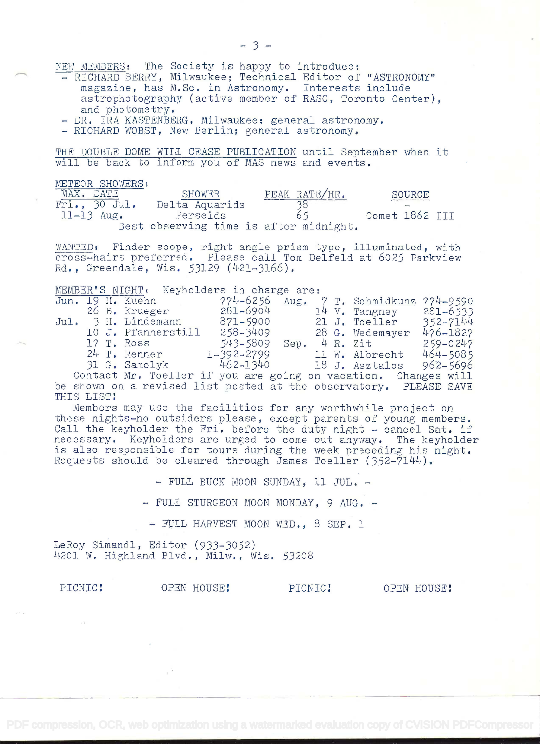NEW MEMBERS: The Society is happy to introduce:

- RICHARD BERRY, Milwaukee; Technical Editor of "ASTRONOMY" magazine, has M.Sc. in Astronomy. Interests include astrophotography (active member of RASC, Toronto Center), and photometry.
- DR. IRA KASTENBERG, Milwaukee; general astronomy.
- RICHARD WOBST, New Berlin; general astronomy.

THE DOUBLE DOME WILL CEASE PUBLICATION until September when it will be back to inform you of MAS news and events.

METEOR SHOWERS:

| MAX. DATE | SHOWER | PEAK RATE/HR. | SOURCE |
|---|---|---|---|
| Fri., 30 Jul. | Delta Aquarids | 38 | - |
| 11-13 Aug. | Perseids | 65 | Comet 1862 III |

Best observing time is after midnight.

WANTED: Finder scope, right angle prism type, illuminated, with cross-hairs preferred. Please call Tom Delfeld at 6025 Parkview Rd., Greendale, Wis. 53129 (421-3166).

MEMBER'S NIGHT: Keyholders in charge are:

| | | | | | |
|---|---|---|---|---|---|
| Jun. 19 | H. Kuehn | 774-6256 | Aug. 7 | T. Schmidkunz | 774-9590 |
| 26 | B. Krueger | 281-6904 | 14 | V. Tangney | 281-6533 |
| Jul. 3 | H. Lindemann | 871-5900 | 21 | J. Toeller | 352-7144 |
| 10 | J. Pfannerstill | 258-3409 | 28 | G. Wedemayer | 476-1827 |
| 17 | T. Ross | 543-5809 | Sep. 4 | R. Zit | 259-0247 |
| 24 | T. Renner | 1-392-2799 | 11 | W. Albrecht | 464-5085 |
| 31 | G. Samolyk | 462-1340 | 18 | J. Asztalos | 962-5696 |

Contact Mr. Toeller if you are going on vacation. Changes will be shown on a revised list posted at the observatory. PLEASE SAVE THIS LIST!

Members may use the facilities for any worthwhile project on these nights-no outsiders please, except parents of young members. Call the keyholder the Fri. before the duty night - cancel Sat. if necessary. Keyholders are urged to come out anyway. The keyholder is also responsible for tours during the week preceding his night. Requests should be cleared through James Toeller (352-7144).

- FULL BUCK MOON SUNDAY, 11 JUL. -

- FULL STURGEON MOON MONDAY, 9 AUG. -

- FULL HARVEST MOON WED., 8 SEP. 1

LeRoy Simandl, Editor (933-3052)
4201 W. Highland Blvd., Milw., Wis. 53208

PICNIC! OPEN HOUSE! PICNIC! OPEN HOUSE!